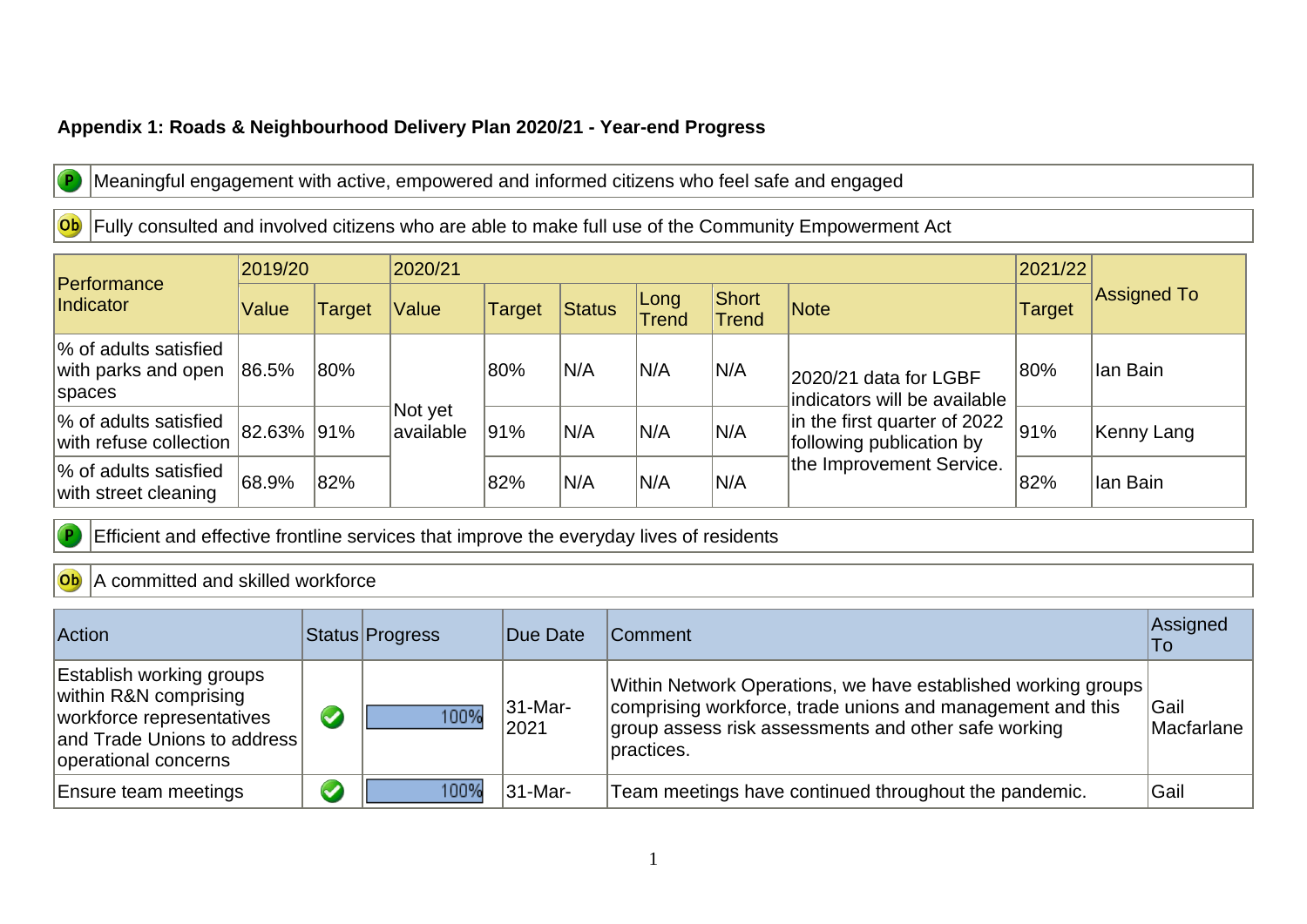**Appendix 1: Roads & Neighbourhood Delivery Plan 2020/21 - Year-end Progress**

| P | Meaningful engagement with active, empowered and informed citizens who feel safe and engaged |
|---|---|

| Ob | Fully consulted and involved citizens who are able to make full use of the Community Empowerment Act |
|---|---|

| Performance Indicator | 2019/20 | | 2020/21 | | | | | | 2021/22 | Assigned To |
|---|---|---|---|---|---|---|---|---|---|---|
| | Value | Target | Value | Target | Status | Long Trend | Short Trend | Note | Target | |
| % of adults satisfied with parks and open spaces | 86.5% | 80% | Not yet available | 80% | N/A | N/A | N/A | 2020/21 data for LGBF indicators will be available in the first quarter of 2022 following publication by the Improvement Service. | 80% | Ian Bain |
| % of adults satisfied with refuse collection | 82.63% | 91% | | 91% | N/A | N/A | N/A | | 91% | Kenny Lang |
| % of adults satisfied with street cleaning | 68.9% | 82% | | 82% | N/A | N/A | N/A | | 82% | Ian Bain |

| P | Efficient and effective frontline services that improve the everyday lives of residents |
|---|---|

| Ob | A committed and skilled workforce |
|---|---|

| Action | Status | Progress | Due Date | Comment | Assigned To |
|---|---|---|---|---|---|
| Establish working groups within R&N comprising workforce representatives and Trade Unions to address operational concerns | ✔ | 100% | 31-Mar-2021 | Within Network Operations, we have established working groups comprising workforce, trade unions and management and this group assess risk assessments and other safe working practices. | Gail Macfarlane |
| Ensure team meetings | ✔ | 100% | 31-Mar- | Team meetings have continued throughout the pandemic. | Gail |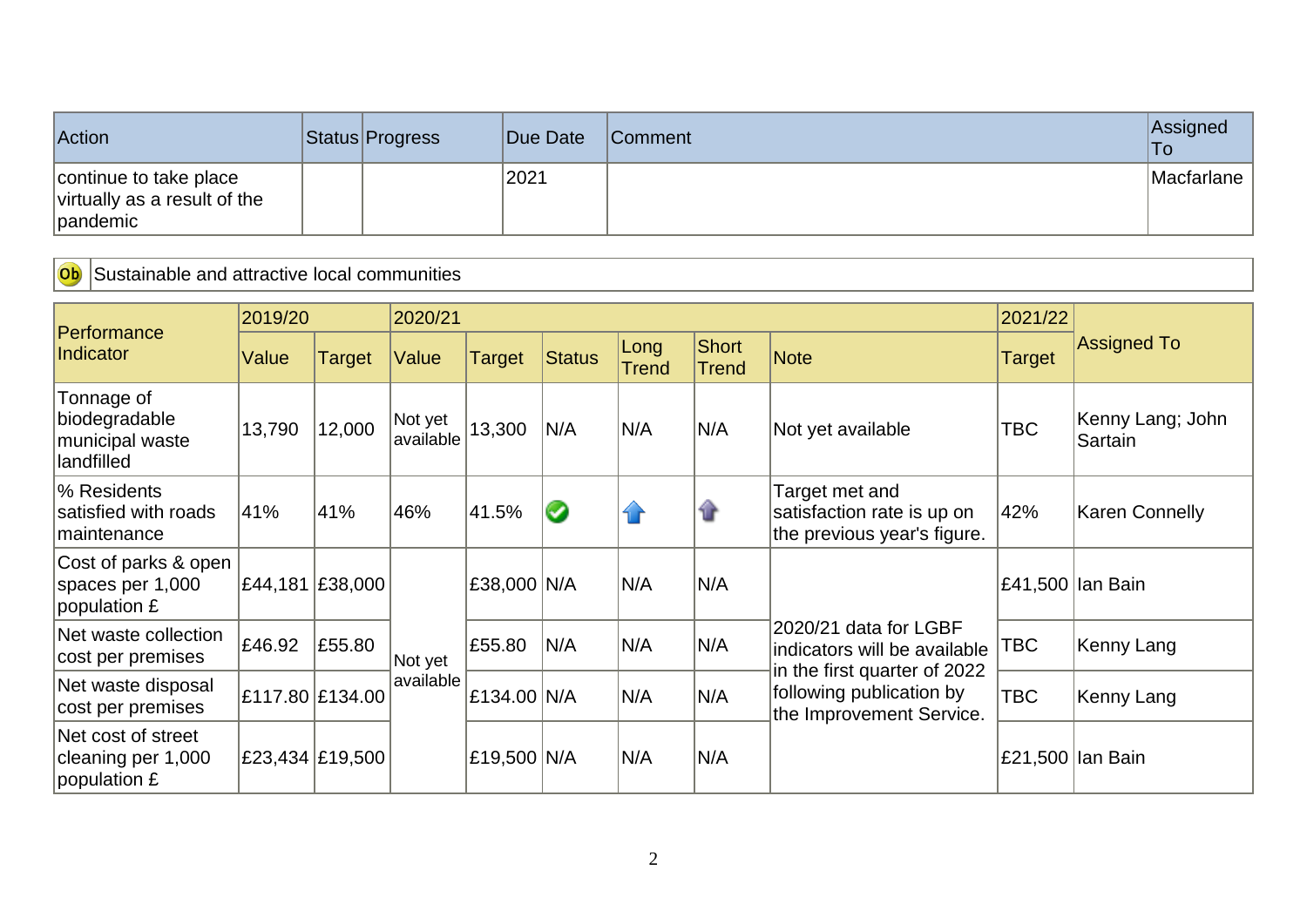| Action | Status | Progress | Due Date | Comment | Assigned To |
|---|---|---|---|---|---|
| continue to take place virtually as a result of the pandemic | | | 2021 | | Macfarlane |

Ob Sustainable and attractive local communities

| Performance Indicator | 2019/20 | | 2020/21 | | | | | | 2021/22 | Assigned To |
|---|---|---|---|---|---|---|---|---|---|---|
| | Value | Target | Value | Target | Status | Long Trend | Short Trend | Note | Target | |
| Tonnage of biodegradable municipal waste landfilled | 13,790 | 12,000 | Not yet available | 13,300 | N/A | N/A | N/A | Not yet available | TBC | Kenny Lang; John Sartain |
| % Residents satisfied with roads maintenance | 41% | 41% | 46% | 41.5% | ✔ | ↑ | ↑ | Target met and satisfaction rate is up on the previous year's figure. | 42% | Karen Connelly |
| Cost of parks & open spaces per 1,000 population £ | £44,181 | £38,000 | Not yet available | £38,000 | N/A | N/A | N/A | 2020/21 data for LGBF indicators will be available in the first quarter of 2022 following publication by the Improvement Service. | £41,500 | Ian Bain |
| Net waste collection cost per premises | £46.92 | £55.80 | Not yet available | £55.80 | N/A | N/A | N/A | 2020/21 data for LGBF indicators will be available in the first quarter of 2022 following publication by the Improvement Service. | TBC | Kenny Lang |
| Net waste disposal cost per premises | £117.80 | £134.00 | Not yet available | £134.00 | N/A | N/A | N/A | 2020/21 data for LGBF indicators will be available in the first quarter of 2022 following publication by the Improvement Service. | TBC | Kenny Lang |
| Net cost of street cleaning per 1,000 population £ | £23,434 | £19,500 | Not yet available | £19,500 | N/A | N/A | N/A | 2020/21 data for LGBF indicators will be available in the first quarter of 2022 following publication by the Improvement Service. | £21,500 | Ian Bain |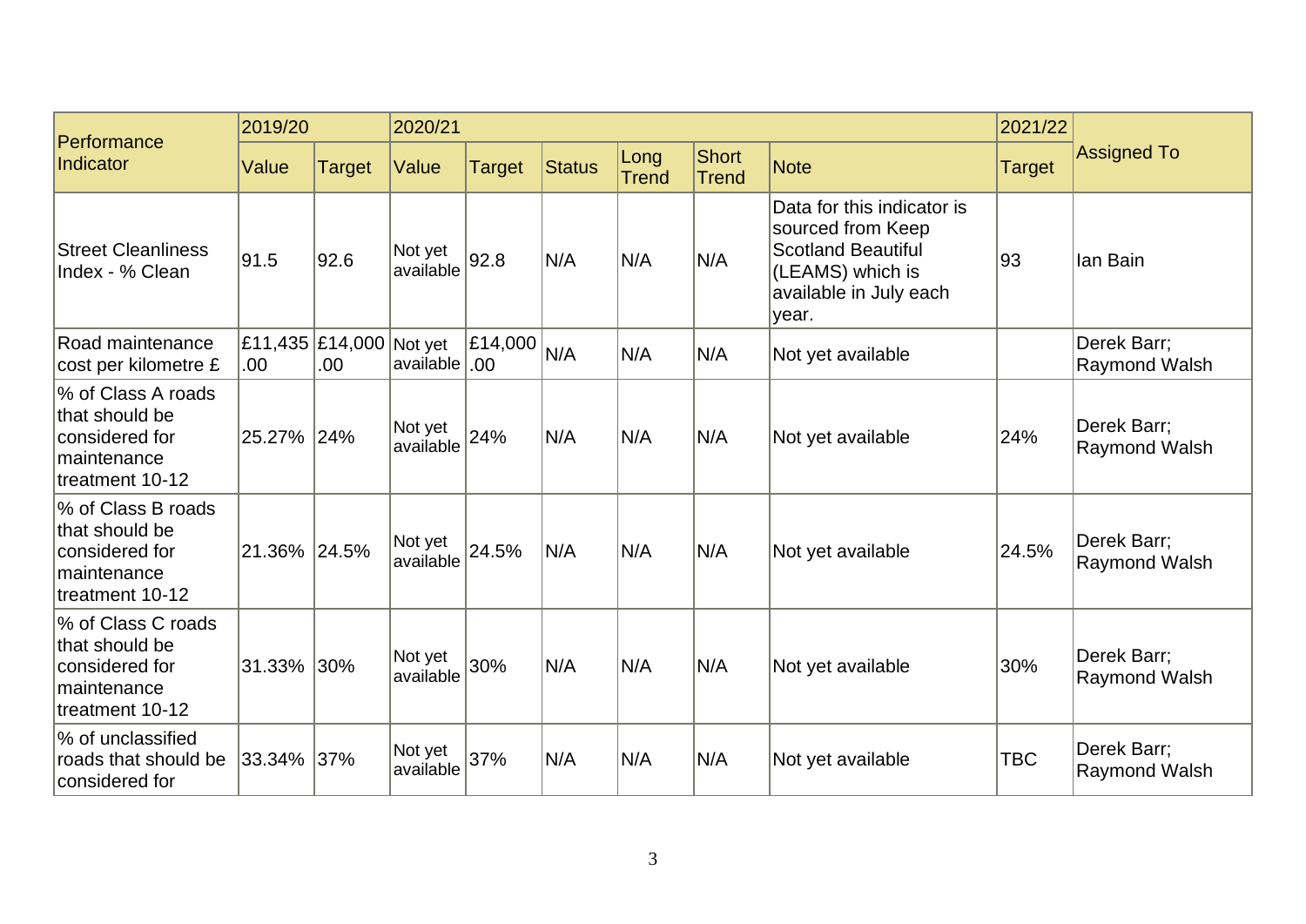| Performance Indicator | 2019/20 | | 2020/21 | | | | | | 2021/22 | Assigned To |
|---|---|---|---|---|---|---|---|---|---|---|
| | Value | Target | Value | Target | Status | Long Trend | Short Trend | Note | Target | |
| Street Cleanliness Index - % Clean | 91.5 | 92.6 | Not yet available | 92.8 | N/A | N/A | N/A | Data for this indicator is sourced from Keep Scotland Beautiful (LEAMS) which is available in July each year. | 93 | Ian Bain |
| Road maintenance cost per kilometre £ | £11,435.00 | £14,000.00 | Not yet available | £14,000.00 | N/A | N/A | N/A | Not yet available | | Derek Barr; Raymond Walsh |
| % of Class A roads that should be considered for maintenance treatment 10-12 | 25.27% | 24% | Not yet available | 24% | N/A | N/A | N/A | Not yet available | 24% | Derek Barr; Raymond Walsh |
| % of Class B roads that should be considered for maintenance treatment 10-12 | 21.36% | 24.5% | Not yet available | 24.5% | N/A | N/A | N/A | Not yet available | 24.5% | Derek Barr; Raymond Walsh |
| % of Class C roads that should be considered for maintenance treatment 10-12 | 31.33% | 30% | Not yet available | 30% | N/A | N/A | N/A | Not yet available | 30% | Derek Barr; Raymond Walsh |
| % of unclassified roads that should be considered for | 33.34% | 37% | Not yet available | 37% | N/A | N/A | N/A | Not yet available | TBC | Derek Barr; Raymond Walsh |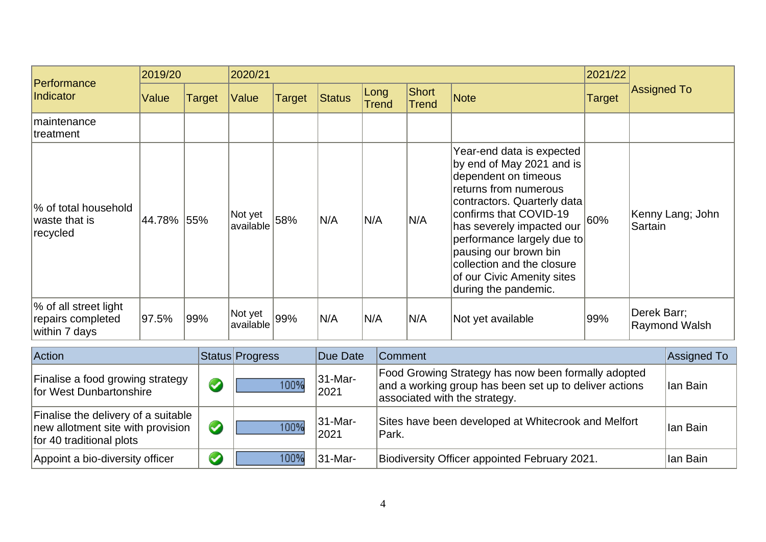| Performance Indicator | 2019/20 | | 2020/21 | | | | | | 2021/22 | Assigned To |
|---|---|---|---|---|---|---|---|---|---|---|
| | Value | Target | Value | Target | Status | Long Trend | Short Trend | Note | Target | |
| maintenance treatment | | | | | | | | | | |
| % of total household waste that is recycled | 44.78% | 55% | Not yet available | 58% | N/A | N/A | N/A | Year-end data is expected by end of May 2021 and is dependent on timeous returns from numerous contractors. Quarterly data confirms that COVID-19 has severely impacted our performance largely due to pausing our brown bin collection and the closure of our Civic Amenity sites during the pandemic. | 60% | Kenny Lang; John Sartain |
| % of all street light repairs completed within 7 days | 97.5% | 99% | Not yet available | 99% | N/A | N/A | N/A | Not yet available | 99% | Derek Barr; Raymond Walsh |

| Action | Status | Progress | Due Date | Comment | Assigned To |
|---|---|---|---|---|---|
| Finalise a food growing strategy for West Dunbartonshire | ✔ | 100% | 31-Mar-2021 | Food Growing Strategy has now been formally adopted and a working group has been set up to deliver actions associated with the strategy. | Ian Bain |
| Finalise the delivery of a suitable new allotment site with provision for 40 traditional plots | ✔ | 100% | 31-Mar-2021 | Sites have been developed at Whitecrook and Melfort Park. | Ian Bain |
| Appoint a bio-diversity officer | ✔ | 100% | 31-Mar- | Biodiversity Officer appointed February 2021. | Ian Bain |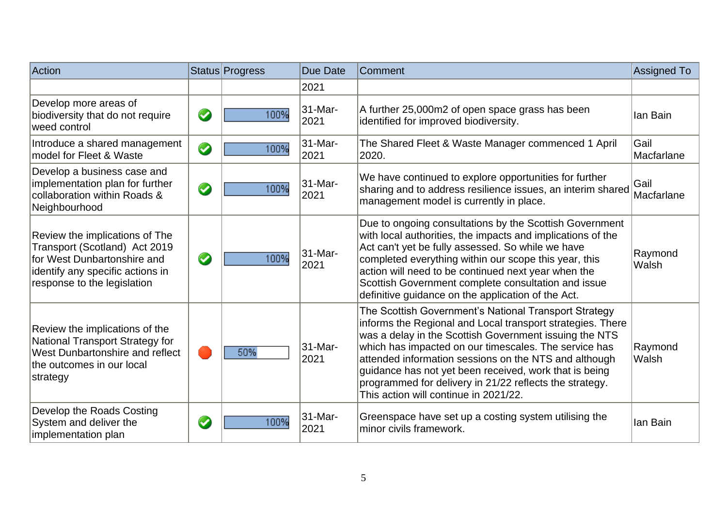| Action | Status | Progress | Due Date | Comment | Assigned To |
|---|---|---|---|---|---|
| | | | 2021 | | |
| Develop more areas of biodiversity that do not require weed control | ✔ | 100% | 31-Mar-2021 | A further 25,000m2 of open space grass has been identified for improved biodiversity. | Ian Bain |
| Introduce a shared management model for Fleet & Waste | ✔ | 100% | 31-Mar-2021 | The Shared Fleet & Waste Manager commenced 1 April 2020. | Gail Macfarlane |
| Develop a business case and implementation plan for further collaboration within Roads & Neighbourhood | ✔ | 100% | 31-Mar-2021 | We have continued to explore opportunities for further sharing and to address resilience issues, an interim shared management model is currently in place. | Gail Macfarlane |
| Review the implications of The Transport (Scotland) Act 2019 for West Dunbartonshire and identify any specific actions in response to the legislation | ✔ | 100% | 31-Mar-2021 | Due to ongoing consultations by the Scottish Government with local authorities, the impacts and implications of the Act can't yet be fully assessed. So while we have completed everything within our scope this year, this action will need to be continued next year when the Scottish Government complete consultation and issue definitive guidance on the application of the Act. | Raymond Walsh |
| Review the implications of the National Transport Strategy for West Dunbartonshire and reflect the outcomes in our local strategy | 🔴 | 50% | 31-Mar-2021 | The Scottish Government's National Transport Strategy informs the Regional and Local transport strategies. There was a delay in the Scottish Government issuing the NTS which has impacted on our timescales. The service has attended information sessions on the NTS and although guidance has not yet been received, work that is being programmed for delivery in 21/22 reflects the strategy. This action will continue in 2021/22. | Raymond Walsh |
| Develop the Roads Costing System and deliver the implementation plan | ✔ | 100% | 31-Mar-2021 | Greenspace have set up a costing system utilising the minor civils framework. | Ian Bain |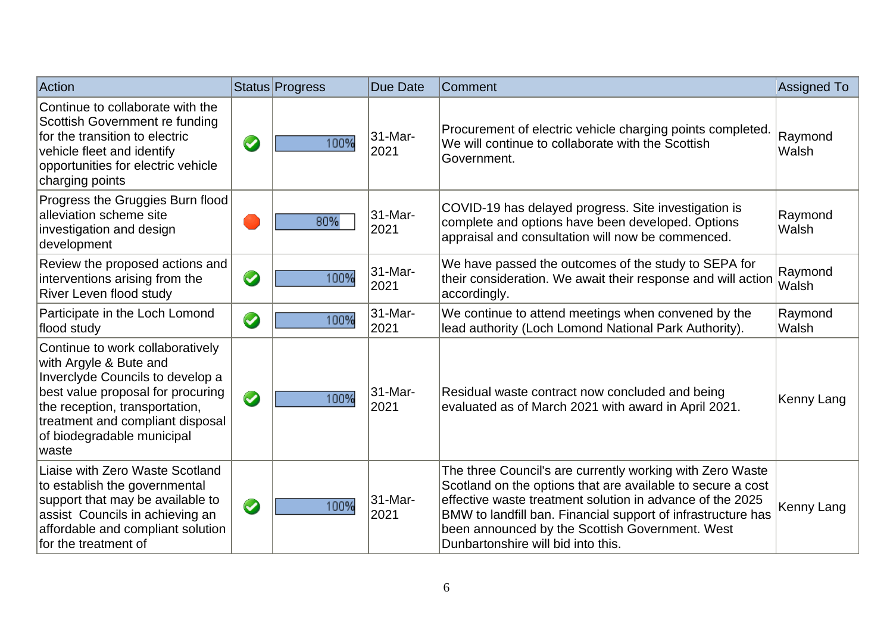| Action | Status | Progress | Due Date | Comment | Assigned To |
|---|---|---|---|---|---|
| Continue to collaborate with the Scottish Government re funding for the transition to electric vehicle fleet and identify opportunities for electric vehicle charging points | ✔ | 100% | 31-Mar-2021 | Procurement of electric vehicle charging points completed. We will continue to collaborate with the Scottish Government. | Raymond Walsh |
| Progress the Gruggies Burn flood alleviation scheme site investigation and design development | ● | 80% | 31-Mar-2021 | COVID-19 has delayed progress. Site investigation is complete and options have been developed. Options appraisal and consultation will now be commenced. | Raymond Walsh |
| Review the proposed actions and interventions arising from the River Leven flood study | ✔ | 100% | 31-Mar-2021 | We have passed the outcomes of the study to SEPA for their consideration. We await their response and will action accordingly. | Raymond Walsh |
| Participate in the Loch Lomond flood study | ✔ | 100% | 31-Mar-2021 | We continue to attend meetings when convened by the lead authority (Loch Lomond National Park Authority). | Raymond Walsh |
| Continue to work collaboratively with Argyle & Bute and Inverclyde Councils to develop a best value proposal for procuring the reception, transportation, treatment and compliant disposal of biodegradable municipal waste | ✔ | 100% | 31-Mar-2021 | Residual waste contract now concluded and being evaluated as of March 2021 with award in April 2021. | Kenny Lang |
| Liaise with Zero Waste Scotland to establish the governmental support that may be available to assist Councils in achieving an affordable and compliant solution for the treatment of | ✔ | 100% | 31-Mar-2021 | The three Council's are currently working with Zero Waste Scotland on the options that are available to secure a cost effective waste treatment solution in advance of the 2025 BMW to landfill ban. Financial support of infrastructure has been announced by the Scottish Government. West Dunbartonshire will bid into this. | Kenny Lang |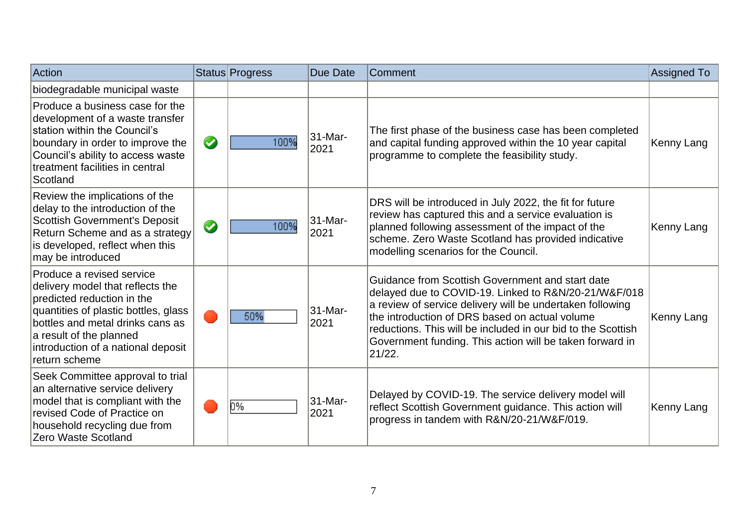| Action | Status | Progress | Due Date | Comment | Assigned To |
|---|---|---|---|---|---|
| biodegradable municipal waste | | | | | |
| Produce a business case for the development of a waste transfer station within the Council's boundary in order to improve the Council's ability to access waste treatment facilities in central Scotland | ✔ | 100% | 31-Mar-2021 | The first phase of the business case has been completed and capital funding approved within the 10 year capital programme to complete the feasibility study. | Kenny Lang |
| Review the implications of the delay to the introduction of the Scottish Government's Deposit Return Scheme and as a strategy is developed, reflect when this may be introduced | ✔ | 100% | 31-Mar-2021 | DRS will be introduced in July 2022, the fit for future review has captured this and a service evaluation is planned following assessment of the impact of the scheme. Zero Waste Scotland has provided indicative modelling scenarios for the Council. | Kenny Lang |
| Produce a revised service delivery model that reflects the predicted reduction in the quantities of plastic bottles, glass bottles and metal drinks cans as a result of the planned introduction of a national deposit return scheme | ● | 50% | 31-Mar-2021 | Guidance from Scottish Government and start date delayed due to COVID-19. Linked to R&N/20-21/W&F/018 a review of service delivery will be undertaken following the introduction of DRS based on actual volume reductions. This will be included in our bid to the Scottish Government funding. This action will be taken forward in 21/22. | Kenny Lang |
| Seek Committee approval to trial an alternative service delivery model that is compliant with the revised Code of Practice on household recycling due from Zero Waste Scotland | ● | 0% | 31-Mar-2021 | Delayed by COVID-19. The service delivery model will reflect Scottish Government guidance. This action will progress in tandem with R&N/20-21/W&F/019. | Kenny Lang |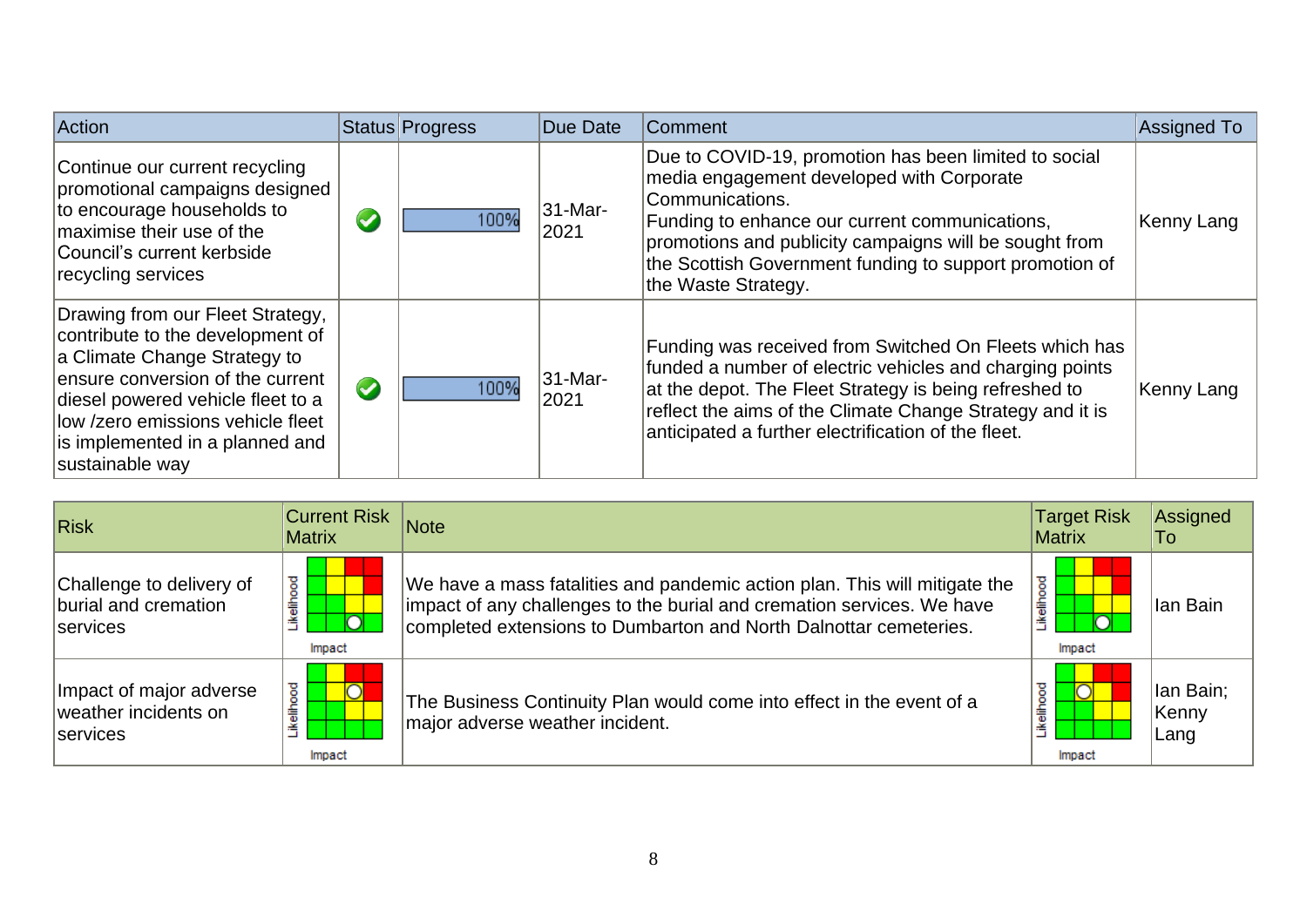| Action | Status | Progress | Due Date | Comment | Assigned To |
|---|---|---|---|---|---|
| Continue our current recycling promotional campaigns designed to encourage households to maximise their use of the Council's current kerbside recycling services | ✔ | 100% | 31-Mar-2021 | Due to COVID-19, promotion has been limited to social media engagement developed with Corporate Communications.<br>Funding to enhance our current communications, promotions and publicity campaigns will be sought from the Scottish Government funding to support promotion of the Waste Strategy. | Kenny Lang |
| Drawing from our Fleet Strategy, contribute to the development of a Climate Change Strategy to ensure conversion of the current diesel powered vehicle fleet to a low /zero emissions vehicle fleet is implemented in a planned and sustainable way | ✔ | 100% | 31-Mar-2021 | Funding was received from Switched On Fleets which has funded a number of electric vehicles and charging points at the depot. The Fleet Strategy is being refreshed to reflect the aims of the Climate Change Strategy and it is anticipated a further electrification of the fleet. | Kenny Lang |

| Risk | Current Risk Matrix | Note | Target Risk Matrix | Assigned To |
|---|---|---|---|---|
| Challenge to delivery of burial and cremation services | Likelihood / Impact | We have a mass fatalities and pandemic action plan. This will mitigate the impact of any challenges to the burial and cremation services. We have completed extensions to Dumbarton and North Dalnottar cemeteries. | Likelihood / Impact | Ian Bain |
| Impact of major adverse weather incidents on services | Likelihood / Impact | The Business Continuity Plan would come into effect in the event of a major adverse weather incident. | Likelihood / Impact | Ian Bain; Kenny Lang |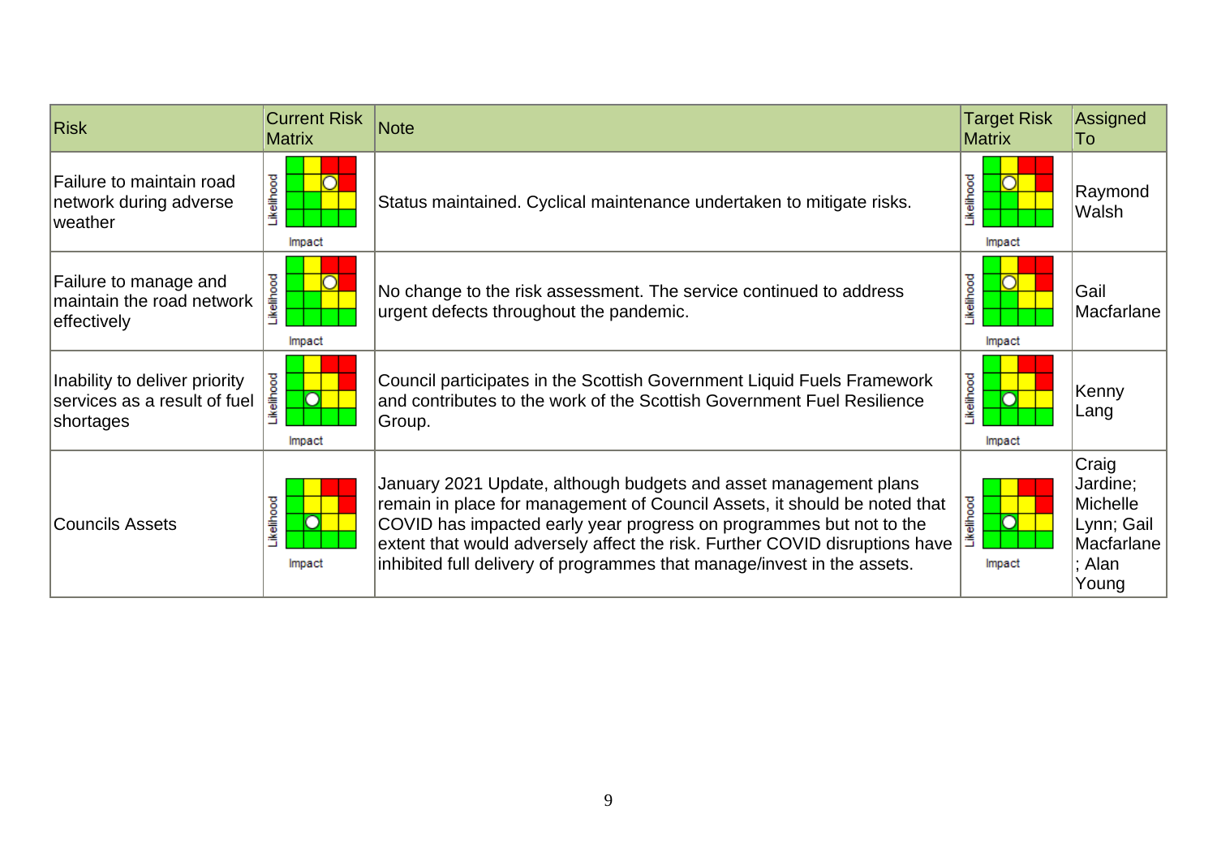| Risk | Current Risk Matrix | Note | Target Risk Matrix | Assigned To |
|---|---|---|---|---|
| Failure to maintain road network during adverse weather | Likelihood / Impact | Status maintained. Cyclical maintenance undertaken to mitigate risks. | Likelihood / Impact | Raymond Walsh |
| Failure to manage and maintain the road network effectively | Likelihood / Impact | No change to the risk assessment. The service continued to address urgent defects throughout the pandemic. | Likelihood / Impact | Gail Macfarlane |
| Inability to deliver priority services as a result of fuel shortages | Likelihood / Impact | Council participates in the Scottish Government Liquid Fuels Framework and contributes to the work of the Scottish Government Fuel Resilience Group. | Likelihood / Impact | Kenny Lang |
| Councils Assets | Likelihood / Impact | January 2021 Update, although budgets and asset management plans remain in place for management of Council Assets, it should be noted that COVID has impacted early year progress on programmes but not to the extent that would adversely affect the risk. Further COVID disruptions have inhibited full delivery of programmes that manage/invest in the assets. | Likelihood / Impact | Craig Jardine; Michelle Lynn; Gail Macfarlane; Alan Young |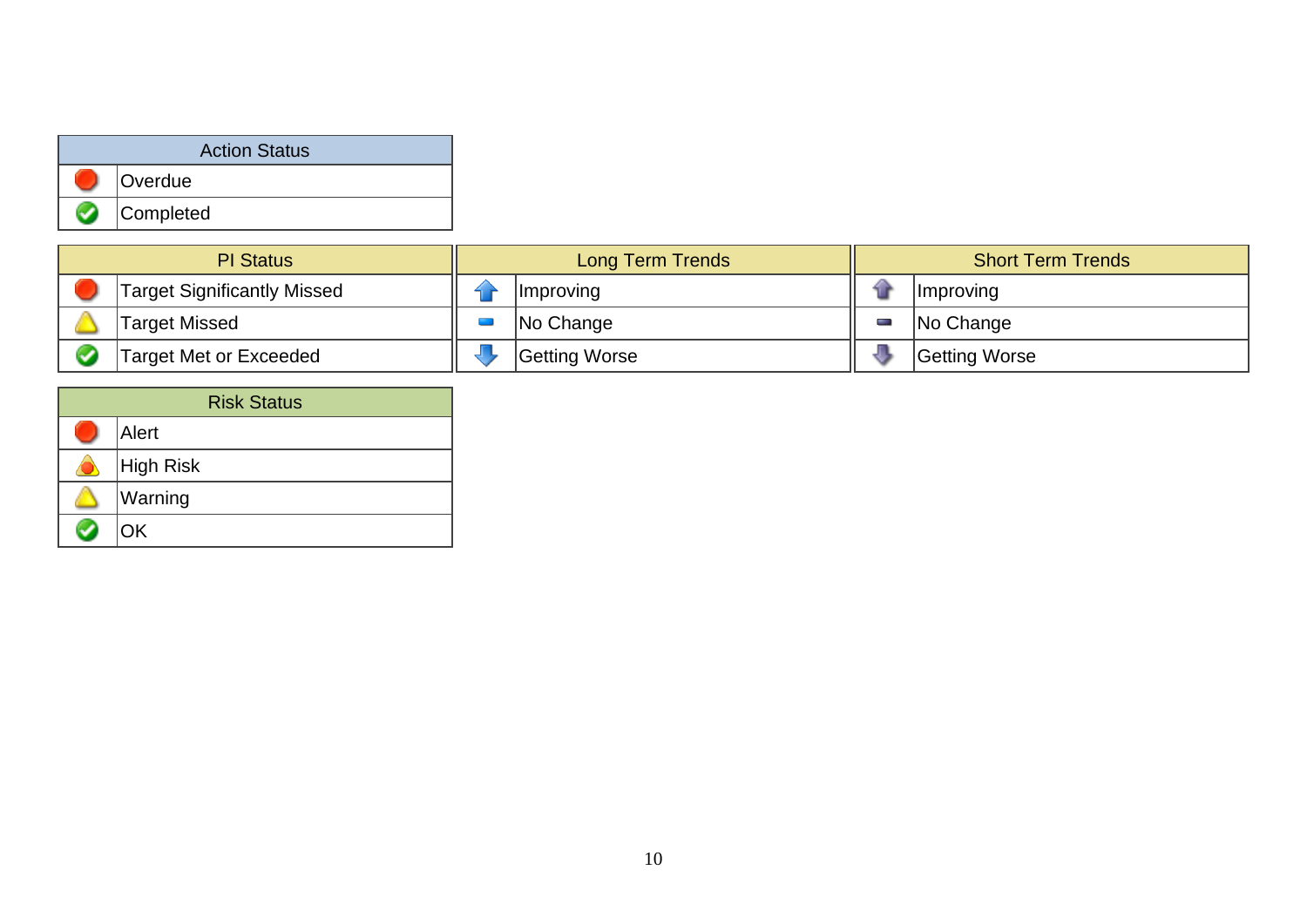| Action Status | |
|---|---|
| | Overdue |
| | Completed |

| PI Status | |
|---|---|
| | Target Significantly Missed |
| | Target Missed |
| | Target Met or Exceeded |

| Long Term Trends | |
|---|---|
| | Improving |
| | No Change |
| | Getting Worse |

| Short Term Trends | |
|---|---|
| | Improving |
| | No Change |
| | Getting Worse |

| Risk Status | |
|---|---|
| | Alert |
| | High Risk |
| | Warning |
| | OK |